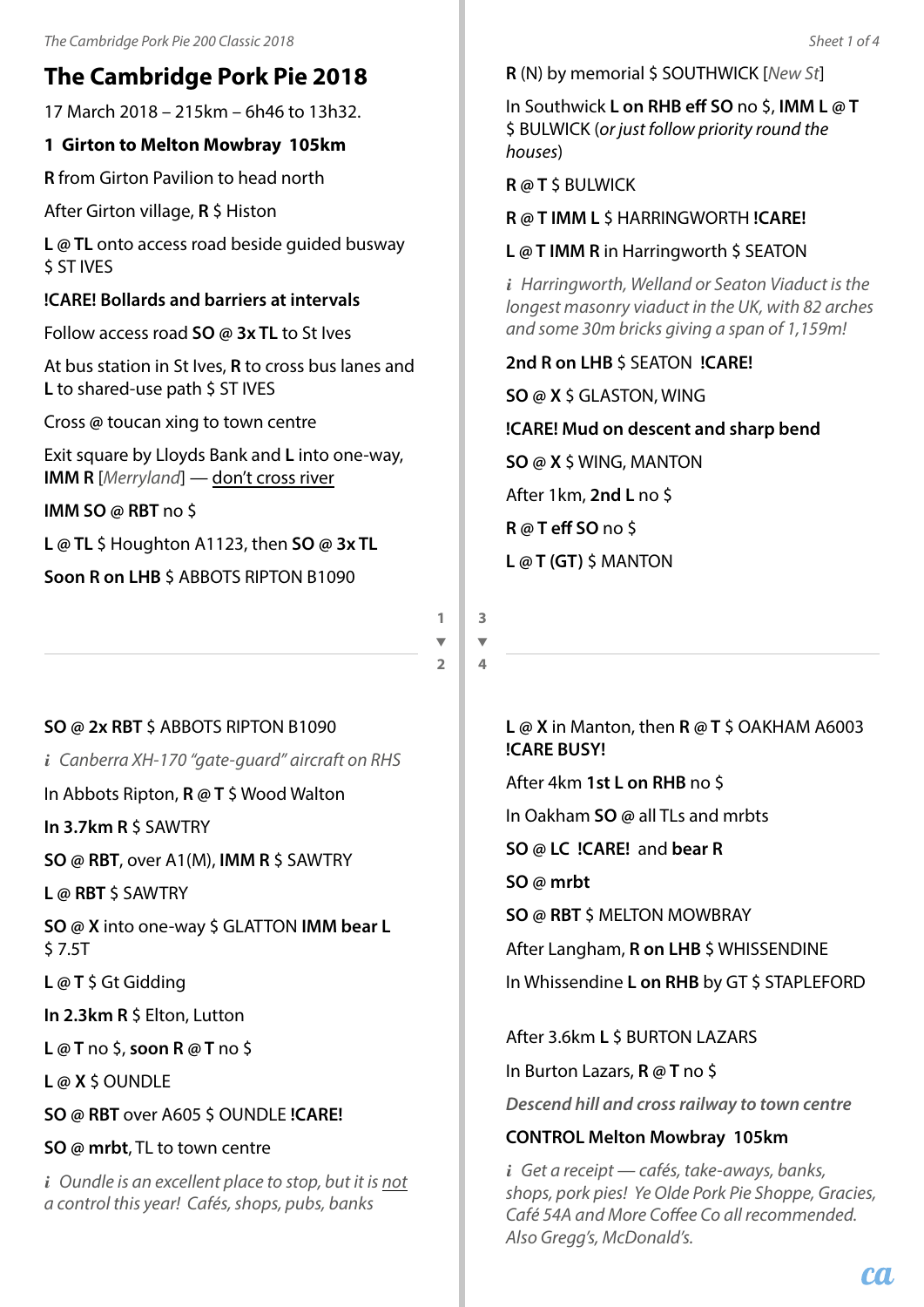# The Cambridge Pork Pie 2018

17 March 2018 – 215km – 6h46 to 13h32.

**1 Girton to Melton Mowbray 105km**

**R** from Girton Pavilion to head north

After Girton village, **R** $ Histon

**L** @ **TL** onto access road beside guided busway $ ST IVES

**!CARE! Bollards and barriers at intervals**

Follow access road **SO** @ **3x TL** to St Ives

At bus station in St Ives, **R** to cross bus lanes and **L** to shared-use path $ ST IVES

Cross @ toucan xing to town centre

Exit square by Lloyds Bank and **L** into one-way, **IMM R** [*Merryland*] — <u>don't cross river</u>

**IMM SO** @ **RBT** no $

**L** @ **TL** $ Houghton A1123, then **SO** @ **3x TL**

**Soon R on LHB** $ ABBOTS RIPTON B1090

**SO** @ **2x RBT** $ ABBOTS RIPTON B1090

*i Canberra XH-170 "gate-guard" aircraft on RHS*

In Abbots Ripton, **R** @ **T** $ Wood Walton

**In 3.7km R** $ SAWTRY

**SO** @ **RBT**, over A1(M), **IMM R** $ SAWTRY

**L** @ **RBT** $ SAWTRY

**SO** @ **X** into one-way $ GLATTON **IMM bear L** $ 7.5T

**L** @ **T** $ Gt Gidding

**In 2.3km R** $ Elton, Lutton

**L** @ **T** no $, **soon R** @ **T** no $

**L** @ **X** $ OUNDLE

**SO** @ **RBT** over A605 $ OUNDLE **!CARE!**

**SO** @ **mrbt**, TL to town centre

*i Oundle is an excellent place to stop, but it is <u>not</u> a control this year! Cafés, shops, pubs, banks*

**R** (N) by memorial $ SOUTHWICK [*New St*]

In Southwick **L on RHB eff SO** no $, **IMM L** @ **T** $ BULWICK (*or just follow priority round the houses*)

**R** @ **T** $ BULWICK

**R** @ **T IMM L** $ HARRINGWORTH **!CARE!**

**L** @ **T IMM R** in Harringworth $ SEATON

*i Harringworth, Welland or Seaton Viaduct is the longest masonry viaduct in the UK, with 82 arches and some 30m bricks giving a span of 1,159m!*

**2nd R on LHB** $ SEATON **!CARE!**

**SO** @ **X** $ GLASTON, WING

**!CARE! Mud on descent and sharp bend**

**SO** @ **X** $ WING, MANTON

After 1km, **2nd L** no $

**R** @ **T eff SO** no $

**L** @ **T (GT)** $ MANTON

**L** @ **X** in Manton, then **R** @ **T** $ OAKHAM A6003 **!CARE BUSY!**

After 4km **1st L on RHB** no $

In Oakham **SO** @ all TLs and mrbts

**SO** @ **LC !CARE!** and **bear R**

**SO** @ **mrbt**

**SO** @ **RBT** $ MELTON MOWBRAY

After Langham, **R on LHB** $ WHISSENDINE

In Whissendine **L on RHB** by GT $ STAPLEFORD

After 3.6km **L** $ BURTON LAZARS

In Burton Lazars, **R** @ **T** no $

***Descend hill and cross railway to town centre***

**CONTROL Melton Mowbray 105km**

*i Get a receipt — cafés, take-aways, banks, shops, pork pies! Ye Olde Pork Pie Shoppe, Gracies, Café 54A and More Coffee Co all recommended. Also Gregg's, McDonald's.*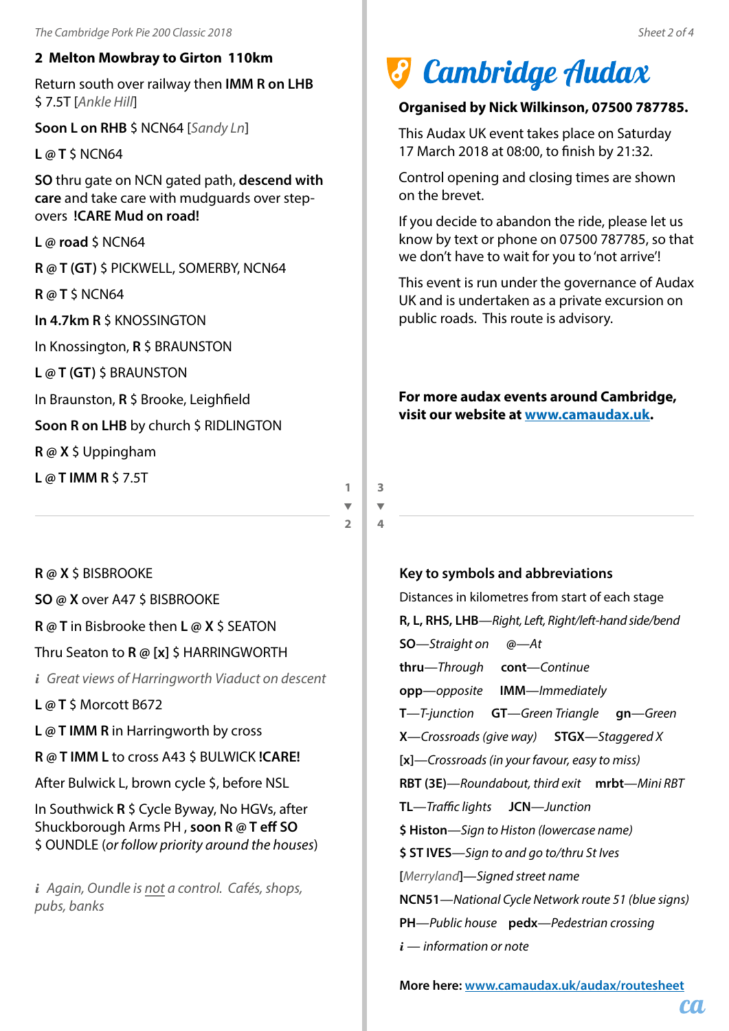## 2 Melton Mowbray to Girton 110km

Return south over railway then **IMM R on LHB** $ 7.5T [*Ankle Hill*]

**Soon L on RHB** $ NCN64 [*Sandy Ln*]

**L @ T** $ NCN64

**SO** thru gate on NCN gated path, **descend with care** and take care with mudguards over step-overs **!CARE Mud on road!**

**L @ road** $ NCN64

**R @ T (GT)** $ PICKWELL, SOMERBY, NCN64

**R @ T** $ NCN64

**In 4.7km R** $ KNOSSINGTON

In Knossington, **R** $ BRAUNSTON

**L @ T (GT)** $ BRAUNSTON

In Braunston, **R** $ Brooke, Leighfield

**Soon R on LHB** by church $ RIDLINGTON

**R @ X** $ Uppingham

**L @ T IMM R** $ 7.5T

**R @ X** $ BISBROOKE

**SO @ X** over A47 $ BISBROOKE

**R @ T** in Bisbrooke then **L @ X** $ SEATON

Thru Seaton to **R @ [x]** $ HARRINGWORTH

*i* *Great views of Harringworth Viaduct on descent*

**L @ T** $ Morcott B672

**L @ T IMM R** in Harringworth by cross

**R @ T IMM L** to cross A43 $ BULWICK **!CARE!**

After Bulwick L, brown cycle $, before NSL

In Southwick **R** $ Cycle Byway, No HGVs, after Shuckborough Arms PH , **soon R @ T eff SO** $ OUNDLE (*or follow priority around the houses*)

*i* *Again, Oundle is not a control. Cafés, shops, pubs, banks*

# Cambridge Audax

**Organised by Nick Wilkinson, 07500 787785.**

This Audax UK event takes place on Saturday 17 March 2018 at 08:00, to finish by 21:32.

Control opening and closing times are shown on the brevet.

If you decide to abandon the ride, please let us know by text or phone on 07500 787785, so that we don't have to wait for you to 'not arrive'!

This event is run under the governance of Audax UK and is undertaken as a private excursion on public roads. This route is advisory.

**For more audax events around Cambridge, visit our website at www.camaudax.uk.**

### Key to symbols and abbreviations

Distances in kilometres from start of each stage

**R, L, RHS, LHB**—*Right, Left, Right/left-hand side/bend*

**SO**—*Straight on* **@**—*At*

**thru**—*Through* **cont**—*Continue*

**opp**—*opposite* **IMM**—*Immediately*

**T**—*T-junction* **GT**—*Green Triangle* **gn**—*Green*

**X**—*Crossroads (give way)* **STGX**—*Staggered X*

**[x]**—*Crossroads (in your favour, easy to miss)*

**RBT (3E)**—*Roundabout, third exit* **mrbt**—*Mini RBT*

**TL**—*Traffic lights* **JCN**—*Junction*

**$ Histon**—*Sign to Histon (lowercase name)*

**$ ST IVES**—*Sign to and go to/thru St Ives*

[*Merryland*]—*Signed street name*

**NCN51**—*National Cycle Network route 51 (blue signs)*

**PH**—*Public house* **pedx**—*Pedestrian crossing*

*i* — *information or note*

**More here: www.camaudax.uk/audax/routesheet**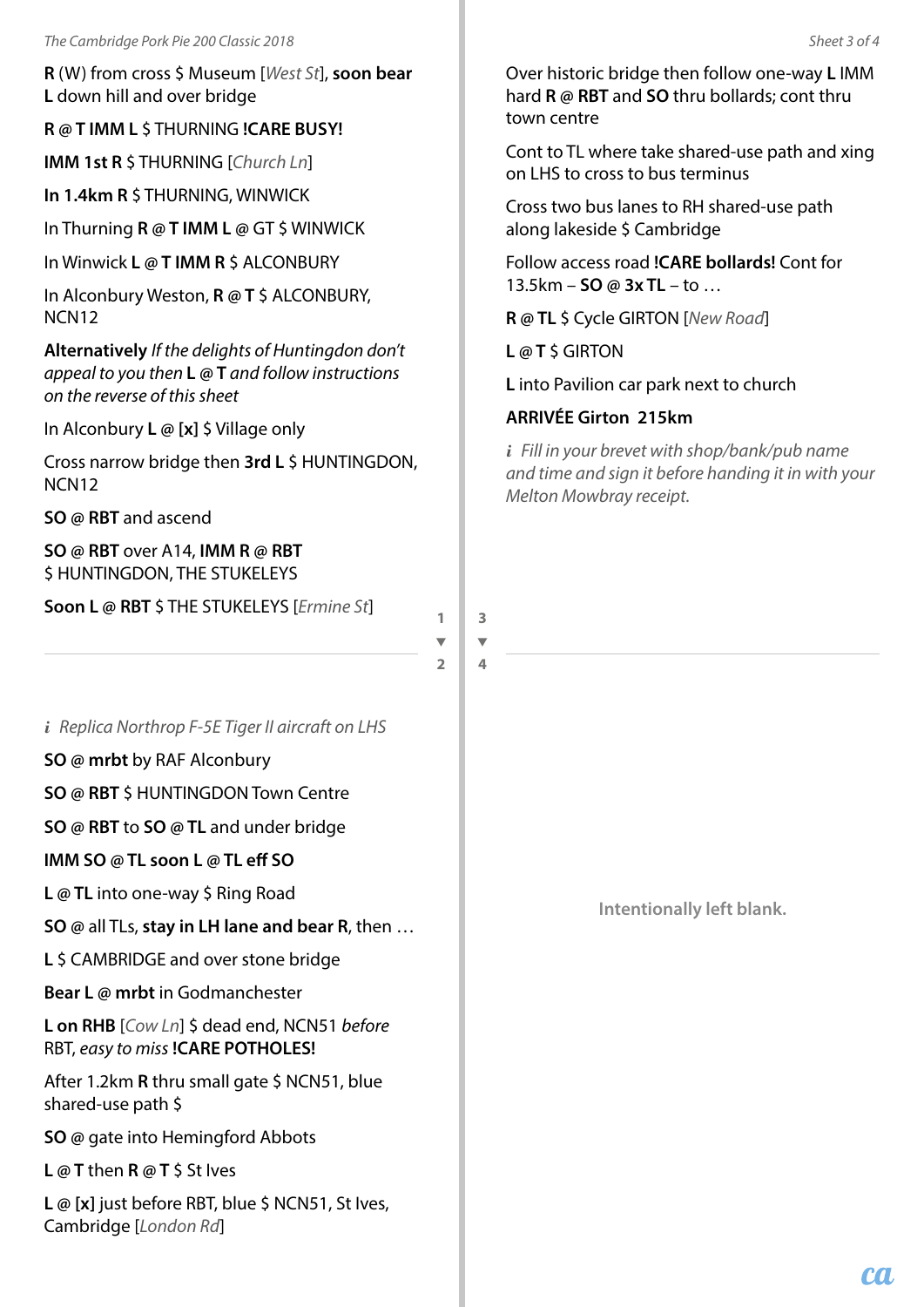**R** (W) from cross $ Museum [*West St*], **soon bear L** down hill and over bridge

**R @ T IMM L** $ THURNING **!CARE BUSY!**

**IMM 1st R** $ THURNING [*Church Ln*]

**In 1.4km R** $ THURNING, WINWICK

In Thurning **R @ T IMM L @** GT $ WINWICK

In Winwick **L @ T IMM R** $ ALCONBURY

In Alconbury Weston, **R @ T** $ ALCONBURY, NCN12

**Alternatively** *If the delights of Huntingdon don't appeal to you then* **L @ T** *and follow instructions on the reverse of this sheet*

In Alconbury **L @ [x]** $ Village only

Cross narrow bridge then **3rd L** $ HUNTINGDON, NCN12

**SO @ RBT** and ascend

**SO @ RBT** over A14, **IMM R @ RBT** $ HUNTINGDON, THE STUKELEYS

**Soon L @ RBT** $ THE STUKELEYS [*Ermine St*]

---

*i Replica Northrop F-5E Tiger II aircraft on LHS*

**SO @ mrbt** by RAF Alconbury

**SO @ RBT** $ HUNTINGDON Town Centre

**SO @ RBT** to **SO @ TL** and under bridge

**IMM SO @ TL soon L @ TL eff SO**

**L @ TL** into one-way $ Ring Road

**SO @** all TLs, **stay in LH lane and bear R**, then …

**L** $ CAMBRIDGE and over stone bridge

**Bear L @ mrbt** in Godmanchester

**L on RHB** [*Cow Ln*] $ dead end, NCN51 *before* RBT, *easy to miss* **!CARE POTHOLES!**

After 1.2km **R** thru small gate $ NCN51, blue shared-use path $

**SO @** gate into Hemingford Abbots

**L @ T** then **R @ T** $ St Ives

**L @ [x]** just before RBT, blue $ NCN51, St Ives, Cambridge [*London Rd*]

---

Over historic bridge then follow one-way **L** IMM hard **R @ RBT** and **SO** thru bollards; cont thru town centre

Cont to TL where take shared-use path and xing on LHS to cross to bus terminus

Cross two bus lanes to RH shared-use path along lakeside $ Cambridge

Follow access road **!CARE bollards!** Cont for 13.5km – **SO @ 3x TL** – to …

**R @ TL** $ Cycle GIRTON [*New Road*]

**L @ T** $ GIRTON

**L** into Pavilion car park next to church

**ARRIVÉE Girton 215km**

*i Fill in your brevet with shop/bank/pub name and time and sign it before handing it in with your Melton Mowbray receipt.*

---

Intentionally left blank.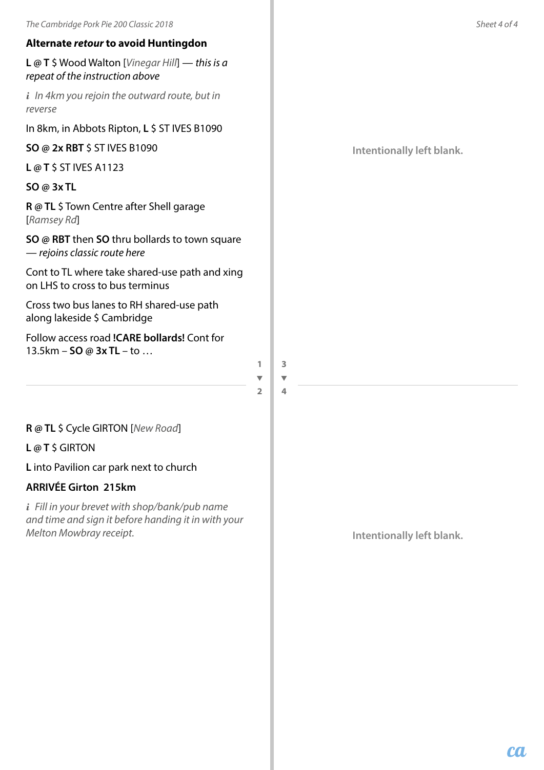## Alternate *retour* to avoid Huntingdon

**L** @ **T** $ Wood Walton [*Vinegar Hill*] — *this is a repeat of the instruction above*

*i In 4km you rejoin the outward route, but in reverse*

In 8km, in Abbots Ripton, **L** $ ST IVES B1090

**SO** @ **2x RBT** $ ST IVES B1090

**L** @ **T** $ ST IVES A1123

**SO** @ **3x TL**

**R** @ **TL** $ Town Centre after Shell garage [*Ramsey Rd*]

**SO** @ **RBT** then **SO** thru bollards to town square — *rejoins classic route here*

Cont to TL where take shared-use path and xing on LHS to cross to bus terminus

Cross two bus lanes to RH shared-use path along lakeside $ Cambridge

Follow access road **!CARE bollards!** Cont for 13.5km – **SO** @ **3x TL** – to …

**R** @ **TL** $ Cycle GIRTON [*New Road*]

**L** @ **T** $ GIRTON

**L** into Pavilion car park next to church

**ARRIVÉE Girton 215km**

*i Fill in your brevet with shop/bank/pub name and time and sign it before handing it in with your Melton Mowbray receipt.*

Intentionally left blank.

Intentionally left blank.